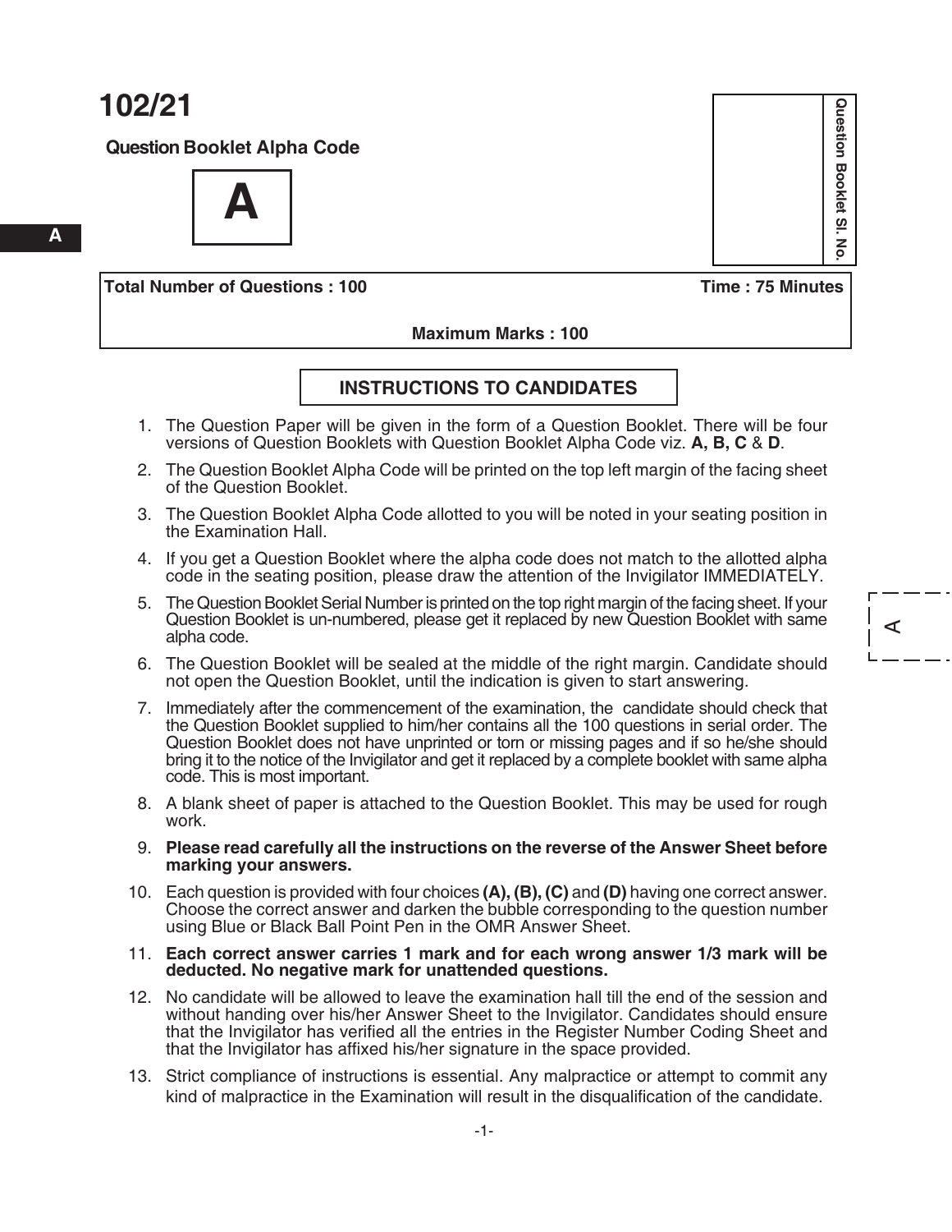# 102/21

**Question Booklet Alpha Code**

**A**

Question Booklet Sl. No.

**Total Number of Questions : 100** **Time : 75 Minutes**

**Maximum Marks : 100**

## INSTRUCTIONS TO CANDIDATES

1. The Question Paper will be given in the form of a Question Booklet. There will be four versions of Question Booklets with Question Booklet Alpha Code viz. **A, B, C** & **D**.
2. The Question Booklet Alpha Code will be printed on the top left margin of the facing sheet of the Question Booklet.
3. The Question Booklet Alpha Code allotted to you will be noted in your seating position in the Examination Hall.
4. If you get a Question Booklet where the alpha code does not match to the allotted alpha code in the seating position, please draw the attention of the Invigilator IMMEDIATELY.
5. The Question Booklet Serial Number is printed on the top right margin of the facing sheet. If your Question Booklet is un-numbered, please get it replaced by new Question Booklet with same alpha code.
6. The Question Booklet will be sealed at the middle of the right margin. Candidate should not open the Question Booklet, until the indication is given to start answering.
7. Immediately after the commencement of the examination, the candidate should check that the Question Booklet supplied to him/her contains all the 100 questions in serial order. The Question Booklet does not have unprinted or torn or missing pages and if so he/she should bring it to the notice of the Invigilator and get it replaced by a complete booklet with same alpha code. This is most important.
8. A blank sheet of paper is attached to the Question Booklet. This may be used for rough work.
9. **Please read carefully all the instructions on the reverse of the Answer Sheet before marking your answers.**
10. Each question is provided with four choices **(A), (B), (C)** and **(D)** having one correct answer. Choose the correct answer and darken the bubble corresponding to the question number using Blue or Black Ball Point Pen in the OMR Answer Sheet.
11. **Each correct answer carries 1 mark and for each wrong answer 1/3 mark will be deducted. No negative mark for unattended questions.**
12. No candidate will be allowed to leave the examination hall till the end of the session and without handing over his/her Answer Sheet to the Invigilator. Candidates should ensure that the Invigilator has verified all the entries in the Register Number Coding Sheet and that the Invigilator has affixed his/her signature in the space provided.
13. Strict compliance of instructions is essential. Any malpractice or attempt to commit any kind of malpractice in the Examination will result in the disqualification of the candidate.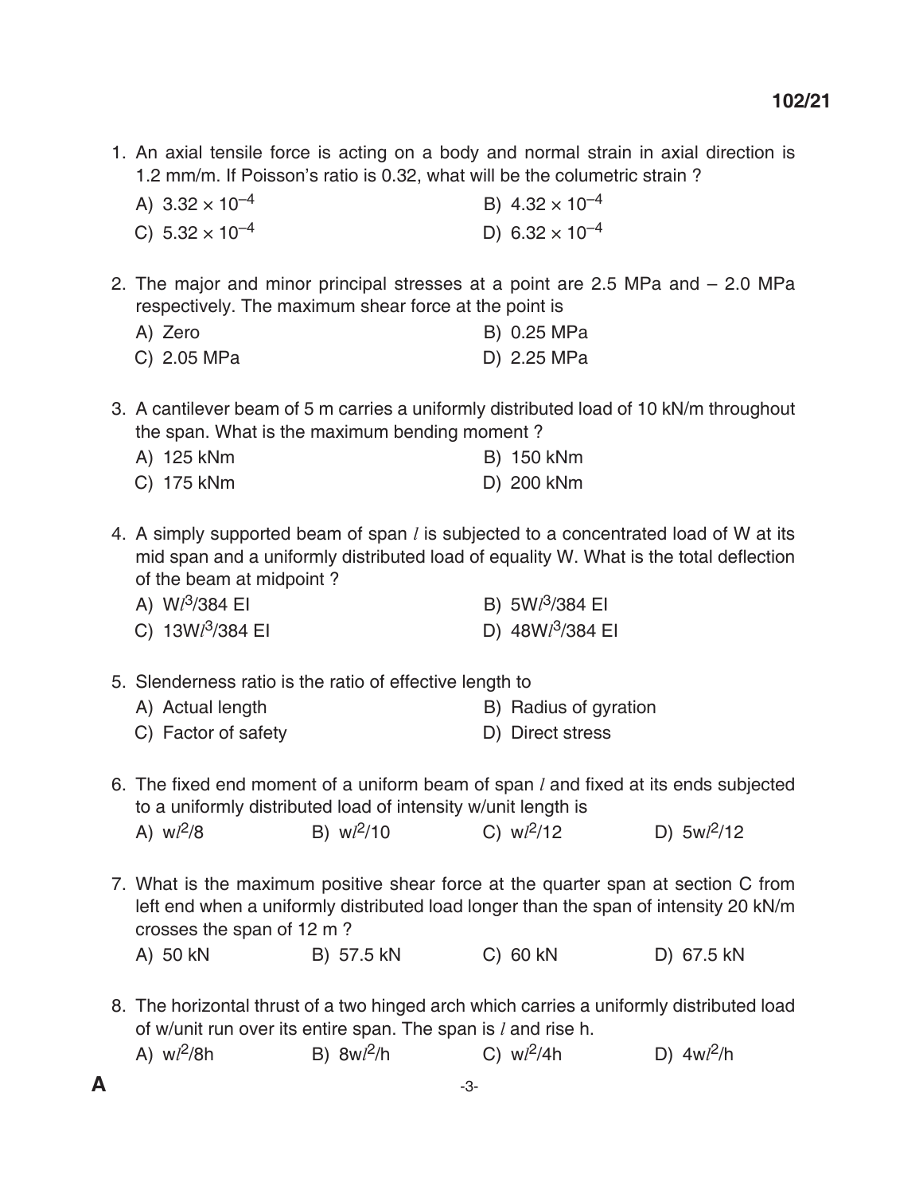1. An axial tensile force is acting on a body and normal strain in axial direction is 1.2 mm/m. If Poisson's ratio is 0.32, what will be the columetric strain ?

   A) $3.32 \times 10^{-4}$
   B) $4.32 \times 10^{-4}$
   C) $5.32 \times 10^{-4}$
   D) $6.32 \times 10^{-4}$

2. The major and minor principal stresses at a point are 2.5 MPa and – 2.0 MPa respectively. The maximum shear force at the point is

   A) Zero
   B) 0.25 MPa
   C) 2.05 MPa
   D) 2.25 MPa

3. A cantilever beam of 5 m carries a uniformly distributed load of 10 kN/m throughout the span. What is the maximum bending moment ?

   A) 125 kNm
   B) 150 kNm
   C) 175 kNm
   D) 200 kNm

4. A simply supported beam of span $l$ is subjected to a concentrated load of W at its mid span and a uniformly distributed load of equality W. What is the total deflection of the beam at midpoint ?

   A) $Wl^3/384\ EI$
   B) $5Wl^3/384\ EI$
   C) $13Wl^3/384\ EI$
   D) $48Wl^3/384\ EI$

5. Slenderness ratio is the ratio of effective length to

   A) Actual length
   B) Radius of gyration
   C) Factor of safety
   D) Direct stress

6. The fixed end moment of a uniform beam of span $l$ and fixed at its ends subjected to a uniformly distributed load of intensity w/unit length is

   A) $wl^2/8$
   B) $wl^2/10$
   C) $wl^2/12$
   D) $5wl^2/12$

7. What is the maximum positive shear force at the quarter span at section C from left end when a uniformly distributed load longer than the span of intensity 20 kN/m crosses the span of 12 m ?

   A) 50 kN
   B) 57.5 kN
   C) 60 kN
   D) 67.5 kN

8. The horizontal thrust of a two hinged arch which carries a uniformly distributed load of w/unit run over its entire span. The span is $l$ and rise h.

   A) $wl^2/8h$
   B) $8wl^2/h$
   C) $wl^2/4h$
   D) $4wl^2/h$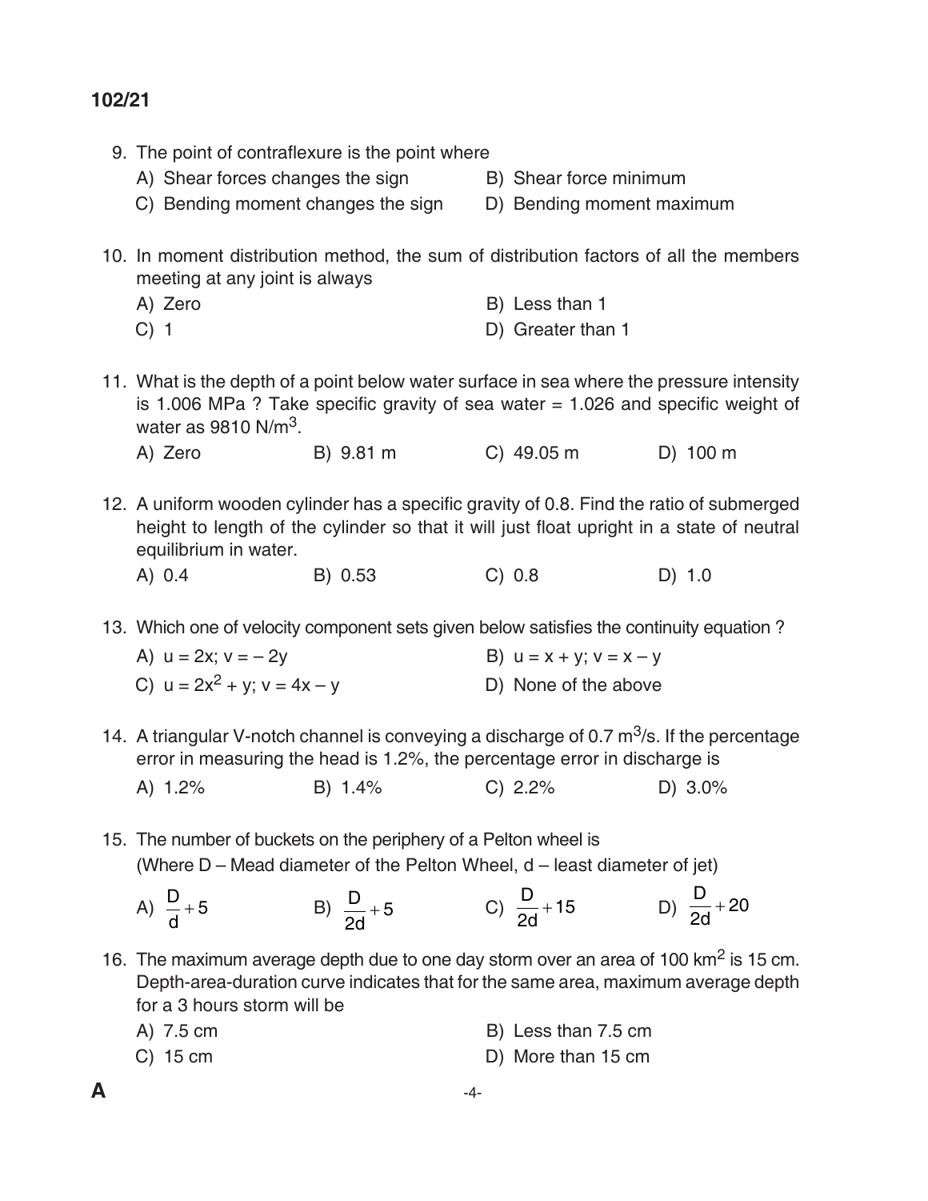9. The point of contraflexure is the point where

   A) Shear forces changes the sign
   B) Shear force minimum
   C) Bending moment changes the sign
   D) Bending moment maximum

10. In moment distribution method, the sum of distribution factors of all the members meeting at any joint is always

    A) Zero
    B) Less than 1
    C) 1
    D) Greater than 1

11. What is the depth of a point below water surface in sea where the pressure intensity is 1.006 MPa ? Take specific gravity of sea water = 1.026 and specific weight of water as 9810 $N/m^3$.

    A) Zero
    B) 9.81 m
    C) 49.05 m
    D) 100 m

12. A uniform wooden cylinder has a specific gravity of 0.8. Find the ratio of submerged height to length of the cylinder so that it will just float upright in a state of neutral equilibrium in water.

    A) 0.4
    B) 0.53
    C) 0.8
    D) 1.0

13. Which one of velocity component sets given below satisfies the continuity equation ?

    A) $u = 2x$; $v = -2y$
    B) $u = x + y$; $v = x - y$
    C) $u = 2x^2 + y$; $v = 4x - y$
    D) None of the above

14. A triangular V-notch channel is conveying a discharge of 0.7 $m^3/s$. If the percentage error in measuring the head is 1.2%, the percentage error in discharge is

    A) 1.2%
    B) 1.4%
    C) 2.2%
    D) 3.0%

15. The number of buckets on the periphery of a Pelton wheel is
    (Where D – Mead diameter of the Pelton Wheel, d – least diameter of jet)

    A) $\frac{D}{d} + 5$
    B) $\frac{D}{2d} + 5$
    C) $\frac{D}{2d} + 15$
    D) $\frac{D}{2d} + 20$

16. The maximum average depth due to one day storm over an area of 100 $km^2$ is 15 cm. Depth-area-duration curve indicates that for the same area, maximum average depth for a 3 hours storm will be

    A) 7.5 cm
    B) Less than 7.5 cm
    C) 15 cm
    D) More than 15 cm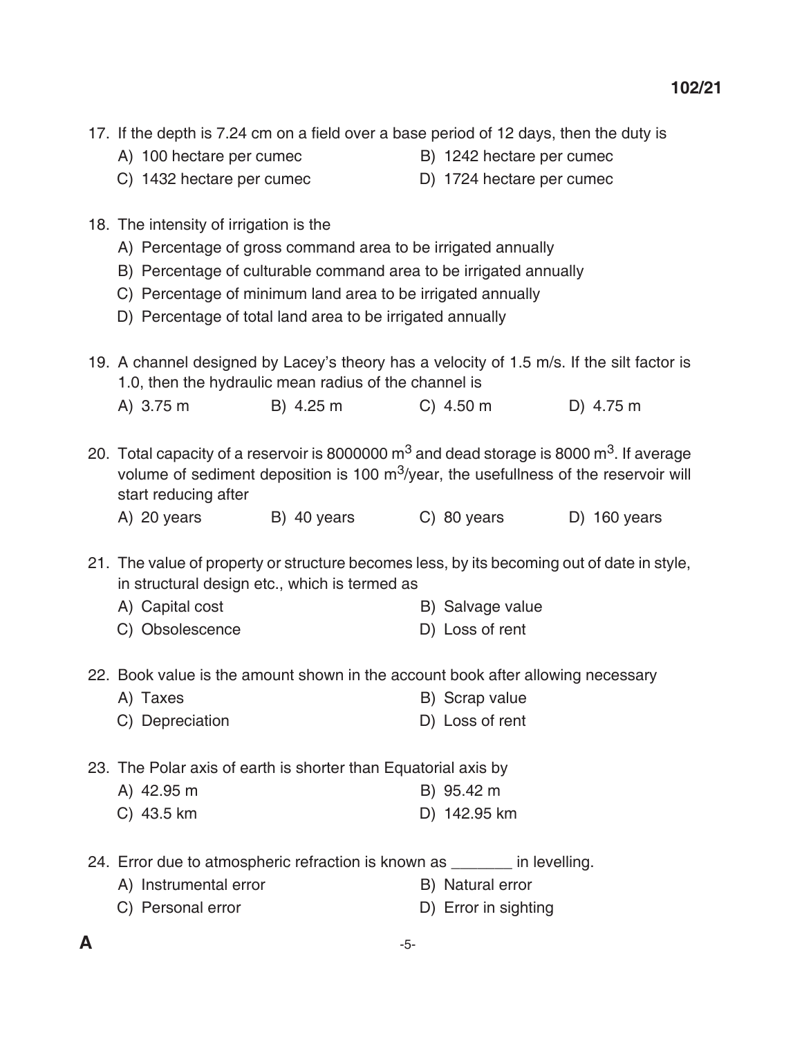17. If the depth is 7.24 cm on a field over a base period of 12 days, then the duty is
   A) 100 hectare per cumec
   B) 1242 hectare per cumec
   C) 1432 hectare per cumec
   D) 1724 hectare per cumec

18. The intensity of irrigation is the
   A) Percentage of gross command area to be irrigated annually
   B) Percentage of culturable command area to be irrigated annually
   C) Percentage of minimum land area to be irrigated annually
   D) Percentage of total land area to be irrigated annually

19. A channel designed by Lacey's theory has a velocity of 1.5 m/s. If the silt factor is 1.0, then the hydraulic mean radius of the channel is
   A) 3.75 m
   B) 4.25 m
   C) 4.50 m
   D) 4.75 m

20. Total capacity of a reservoir is 8000000 $m^3$ and dead storage is 8000 $m^3$. If average volume of sediment deposition is 100 $m^3$/year, the usefullness of the reservoir will start reducing after
   A) 20 years
   B) 40 years
   C) 80 years
   D) 160 years

21. The value of property or structure becomes less, by its becoming out of date in style, in structural design etc., which is termed as
   A) Capital cost
   B) Salvage value
   C) Obsolescence
   D) Loss of rent

22. Book value is the amount shown in the account book after allowing necessary
   A) Taxes
   B) Scrap value
   C) Depreciation
   D) Loss of rent

23. The Polar axis of earth is shorter than Equatorial axis by
   A) 42.95 m
   B) 95.42 m
   C) 43.5 km
   D) 142.95 km

24. Error due to atmospheric refraction is known as _______ in levelling.
   A) Instrumental error
   B) Natural error
   C) Personal error
   D) Error in sighting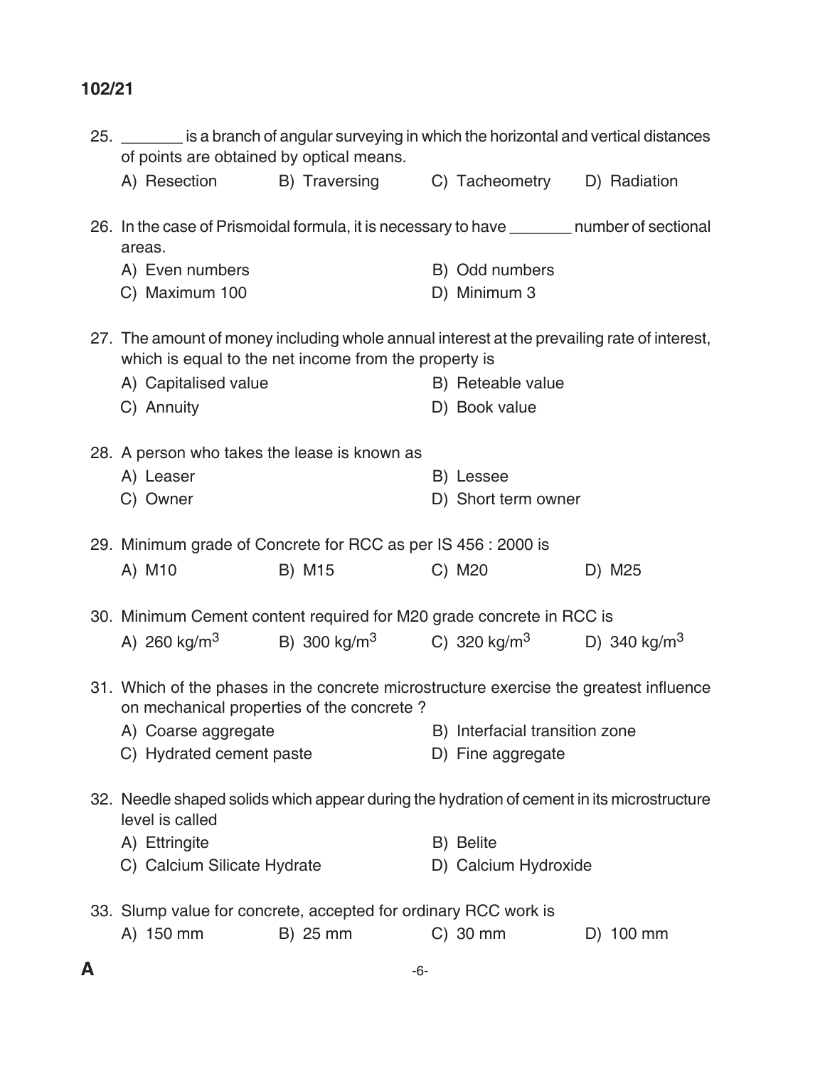25. _______ is a branch of angular surveying in which the horizontal and vertical distances of points are obtained by optical means.

    A) Resection B) Traversing C) Tacheometry D) Radiation

26. In the case of Prismoidal formula, it is necessary to have _______ number of sectional areas.

    A) Even numbers
    B) Odd numbers
    C) Maximum 100
    D) Minimum 3

27. The amount of money including whole annual interest at the prevailing rate of interest, which is equal to the net income from the property is

    A) Capitalised value
    B) Reteable value
    C) Annuity
    D) Book value

28. A person who takes the lease is known as

    A) Leaser
    B) Lessee
    C) Owner
    D) Short term owner

29. Minimum grade of Concrete for RCC as per IS 456 : 2000 is

    A) M10 B) M15 C) M20 D) M25

30. Minimum Cement content required for M20 grade concrete in RCC is

    A) 260 kg/m$^3$ B) 300 kg/m$^3$ C) 320 kg/m$^3$ D) 340 kg/m$^3$

31. Which of the phases in the concrete microstructure exercise the greatest influence on mechanical properties of the concrete ?

    A) Coarse aggregate
    B) Interfacial transition zone
    C) Hydrated cement paste
    D) Fine aggregate

32. Needle shaped solids which appear during the hydration of cement in its microstructure level is called

    A) Ettringite
    B) Belite
    C) Calcium Silicate Hydrate
    D) Calcium Hydroxide

33. Slump value for concrete, accepted for ordinary RCC work is

    A) 150 mm B) 25 mm C) 30 mm D) 100 mm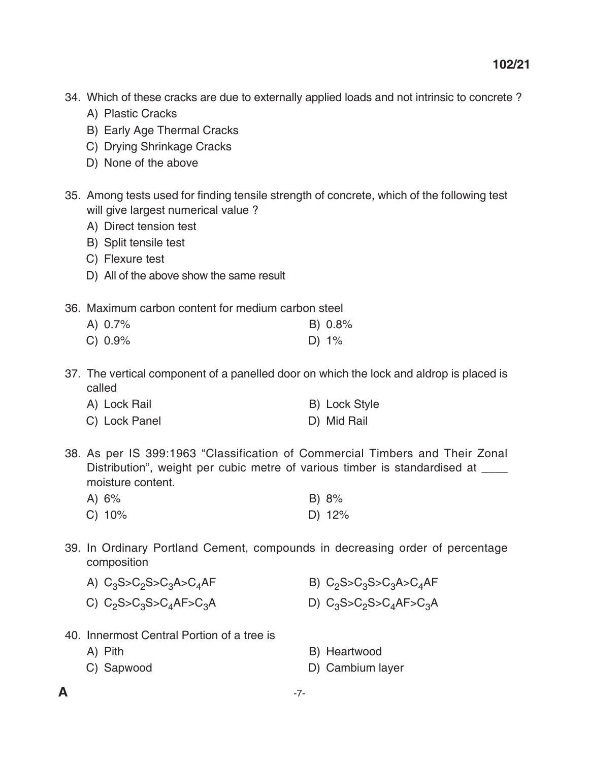34. Which of these cracks are due to externally applied loads and not intrinsic to concrete ?
    - A) Plastic Cracks
    - B) Early Age Thermal Cracks
    - C) Drying Shrinkage Cracks
    - D) None of the above

35. Among tests used for finding tensile strength of concrete, which of the following test will give largest numerical value ?
    - A) Direct tension test
    - B) Split tensile test
    - C) Flexure test
    - D) All of the above show the same result

36. Maximum carbon content for medium carbon steel
    - A) 0.7%
    - B) 0.8%
    - C) 0.9%
    - D) 1%

37. The vertical component of a panelled door on which the lock and aldrop is placed is called
    - A) Lock Rail
    - B) Lock Style
    - C) Lock Panel
    - D) Mid Rail

38. As per IS 399:1963 "Classification of Commercial Timbers and Their Zonal Distribution", weight per cubic metre of various timber is standardised at ____ moisture content.
    - A) 6%
    - B) 8%
    - C) 10%
    - D) 12%

39. In Ordinary Portland Cement, compounds in decreasing order of percentage composition
    - A) $C_3S>C_2S>C_3A>C_4AF$
    - B) $C_2S>C_3S>C_3A>C_4AF$
    - C) $C_2S>C_3S>C_4AF>C_3A$
    - D) $C_3S>C_2S>C_4AF>C_3A$

40. Innermost Central Portion of a tree is
    - A) Pith
    - B) Heartwood
    - C) Sapwood
    - D) Cambium layer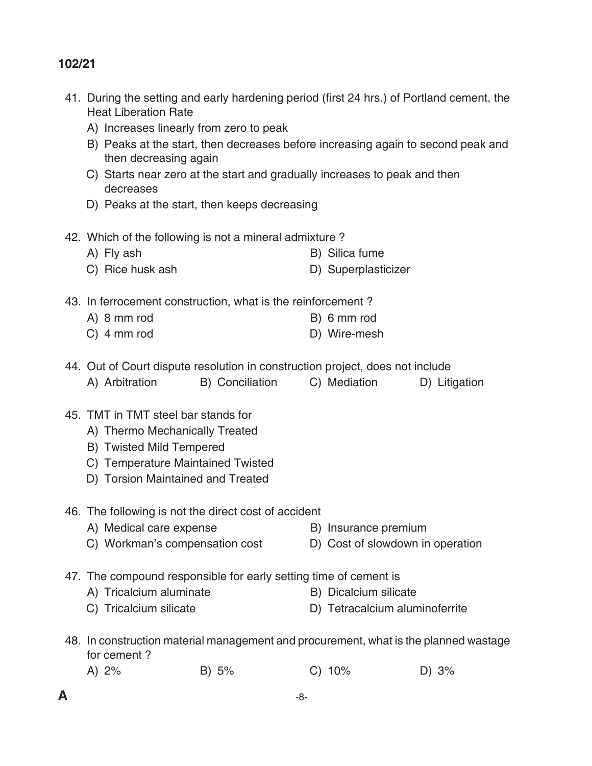41. During the setting and early hardening period (first 24 hrs.) of Portland cement, the Heat Liberation Rate
    - A) Increases linearly from zero to peak
    - B) Peaks at the start, then decreases before increasing again to second peak and then decreasing again
    - C) Starts near zero at the start and gradually increases to peak and then decreases
    - D) Peaks at the start, then keeps decreasing

42. Which of the following is not a mineral admixture ?
    - A) Fly ash
    - B) Silica fume
    - C) Rice husk ash
    - D) Superplasticizer

43. In ferrocement construction, what is the reinforcement ?
    - A) 8 mm rod
    - B) 6 mm rod
    - C) 4 mm rod
    - D) Wire-mesh

44. Out of Court dispute resolution in construction project, does not include
    - A) Arbitration
    - B) Conciliation
    - C) Mediation
    - D) Litigation

45. TMT in TMT steel bar stands for
    - A) Thermo Mechanically Treated
    - B) Twisted Mild Tempered
    - C) Temperature Maintained Twisted
    - D) Torsion Maintained and Treated

46. The following is not the direct cost of accident
    - A) Medical care expense
    - B) Insurance premium
    - C) Workman's compensation cost
    - D) Cost of slowdown in operation

47. The compound responsible for early setting time of cement is
    - A) Tricalcium aluminate
    - B) Dicalcium silicate
    - C) Tricalcium silicate
    - D) Tetracalcium aluminoferrite

48. In construction material management and procurement, what is the planned wastage for cement ?
    - A) 2%
    - B) 5%
    - C) 10%
    - D) 3%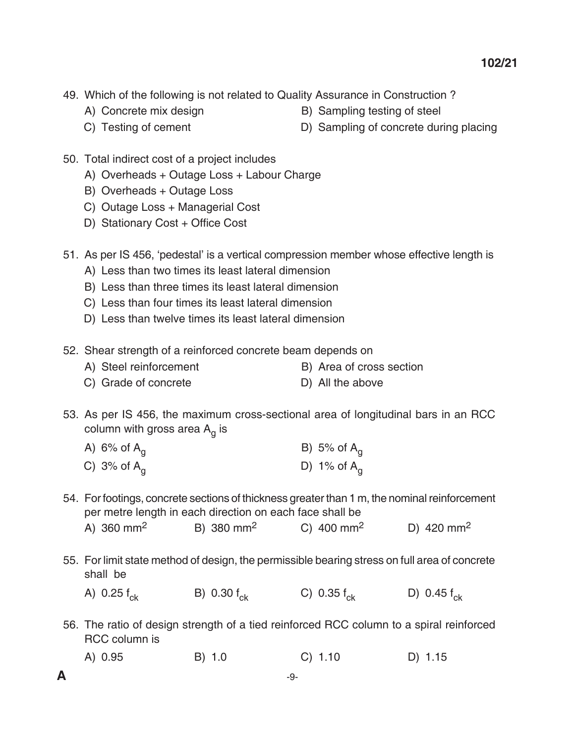49. Which of the following is not related to Quality Assurance in Construction ?
    - A) Concrete mix design
    - B) Sampling testing of steel
    - C) Testing of cement
    - D) Sampling of concrete during placing

50. Total indirect cost of a project includes
    - A) Overheads + Outage Loss + Labour Charge
    - B) Overheads + Outage Loss
    - C) Outage Loss + Managerial Cost
    - D) Stationary Cost + Office Cost

51. As per IS 456, 'pedestal' is a vertical compression member whose effective length is
    - A) Less than two times its least lateral dimension
    - B) Less than three times its least lateral dimension
    - C) Less than four times its least lateral dimension
    - D) Less than twelve times its least lateral dimension

52. Shear strength of a reinforced concrete beam depends on
    - A) Steel reinforcement
    - B) Area of cross section
    - C) Grade of concrete
    - D) All the above

53. As per IS 456, the maximum cross-sectional area of longitudinal bars in an RCC column with gross area $A_g$ is
    - A) 6% of $A_g$
    - B) 5% of $A_g$
    - C) 3% of $A_g$
    - D) 1% of $A_g$

54. For footings, concrete sections of thickness greater than 1 m, the nominal reinforcement per metre length in each direction on each face shall be
    - A) 360 $mm^2$
    - B) 380 $mm^2$
    - C) 400 $mm^2$
    - D) 420 $mm^2$

55. For limit state method of design, the permissible bearing stress on full area of concrete shall be
    - A) 0.25 $f_{ck}$
    - B) 0.30 $f_{ck}$
    - C) 0.35 $f_{ck}$
    - D) 0.45 $f_{ck}$

56. The ratio of design strength of a tied reinforced RCC column to a spiral reinforced RCC column is
    - A) 0.95
    - B) 1.0
    - C) 1.10
    - D) 1.15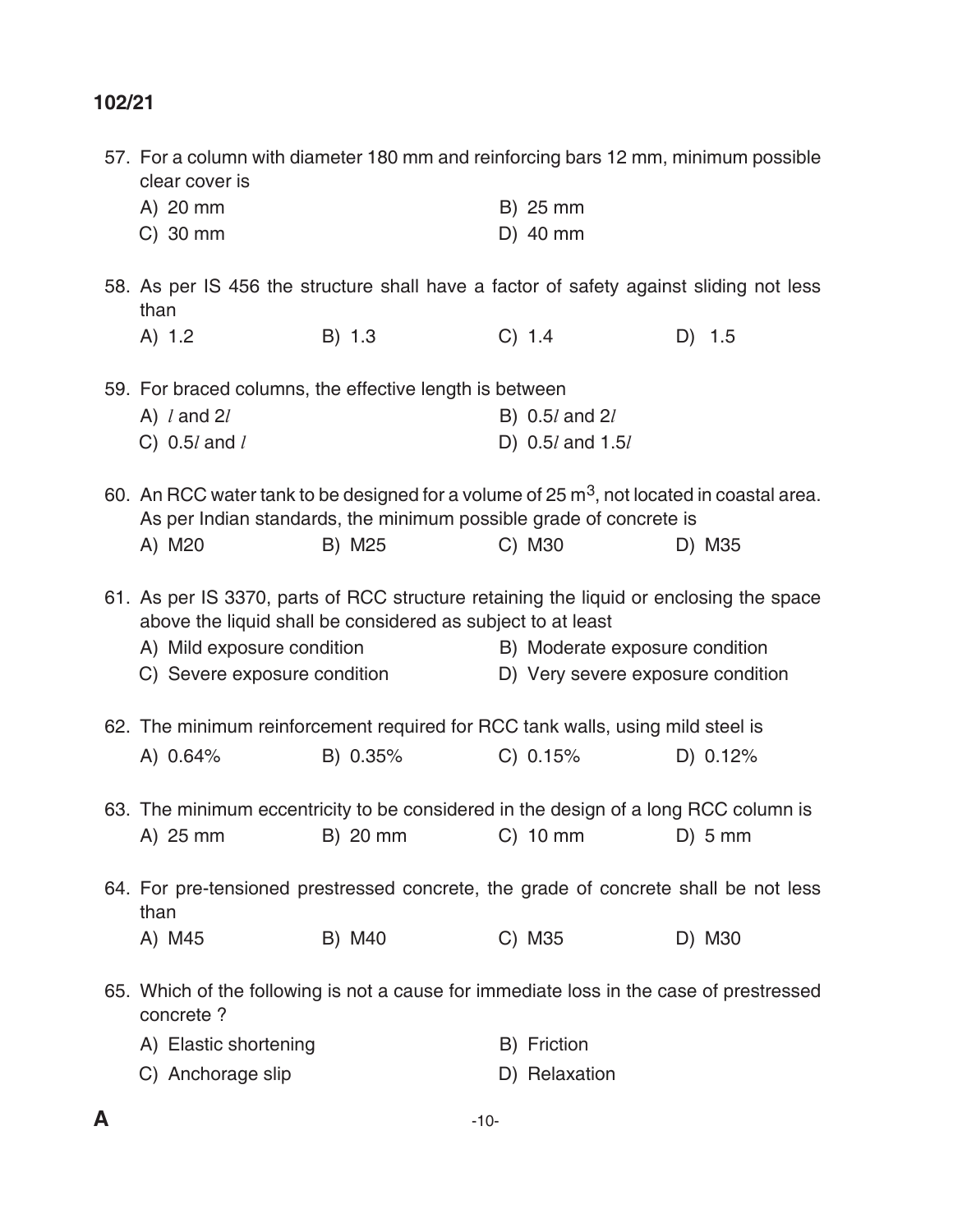57. For a column with diameter 180 mm and reinforcing bars 12 mm, minimum possible clear cover is

    A) 20 mm
    B) 25 mm
    C) 30 mm
    D) 40 mm

58. As per IS 456 the structure shall have a factor of safety against sliding not less than

    A) 1.2
    B) 1.3
    C) 1.4
    D) 1.5

59. For braced columns, the effective length is between

    A) $l$ and $2l$
    B) $0.5l$ and $2l$
    C) $0.5l$ and $l$
    D) $0.5l$ and $1.5l$

60. An RCC water tank to be designed for a volume of 25 $m^3$, not located in coastal area. As per Indian standards, the minimum possible grade of concrete is

    A) M20
    B) M25
    C) M30
    D) M35

61. As per IS 3370, parts of RCC structure retaining the liquid or enclosing the space above the liquid shall be considered as subject to at least

    A) Mild exposure condition
    B) Moderate exposure condition
    C) Severe exposure condition
    D) Very severe exposure condition

62. The minimum reinforcement required for RCC tank walls, using mild steel is

    A) 0.64%
    B) 0.35%
    C) 0.15%
    D) 0.12%

63. The minimum eccentricity to be considered in the design of a long RCC column is

    A) 25 mm
    B) 20 mm
    C) 10 mm
    D) 5 mm

64. For pre-tensioned prestressed concrete, the grade of concrete shall be not less than

    A) M45
    B) M40
    C) M35
    D) M30

65. Which of the following is not a cause for immediate loss in the case of prestressed concrete ?

    A) Elastic shortening
    B) Friction
    C) Anchorage slip
    D) Relaxation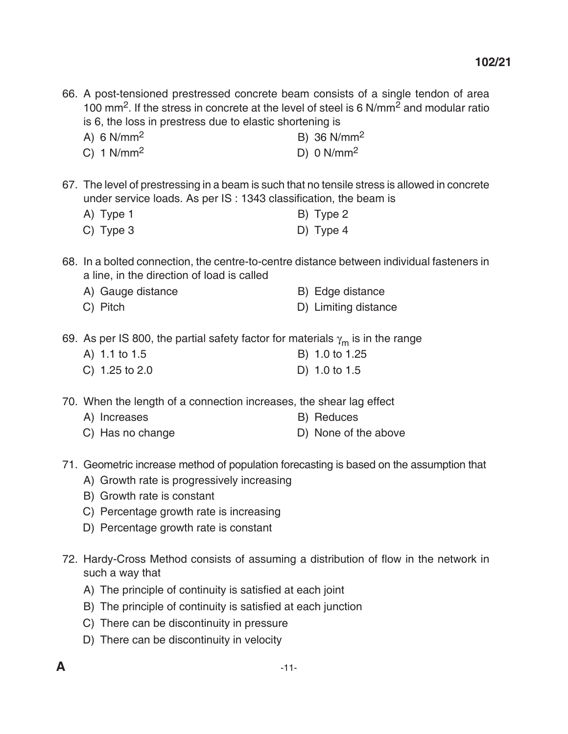66. A post-tensioned prestressed concrete beam consists of a single tendon of area 100 $mm^2$. If the stress in concrete at the level of steel is 6 $N/mm^2$ and modular ratio is 6, the loss in prestress due to elastic shortening is

 A) 6 $N/mm^2$
 B) 36 $N/mm^2$
 C) 1 $N/mm^2$
 D) 0 $N/mm^2$

67. The level of prestressing in a beam is such that no tensile stress is allowed in concrete under service loads. As per IS : 1343 classification, the beam is

 A) Type 1
 B) Type 2
 C) Type 3
 D) Type 4

68. In a bolted connection, the centre-to-centre distance between individual fasteners in a line, in the direction of load is called

 A) Gauge distance
 B) Edge distance
 C) Pitch
 D) Limiting distance

69. As per IS 800, the partial safety factor for materials $\gamma_m$ is in the range

 A) 1.1 to 1.5
 B) 1.0 to 1.25
 C) 1.25 to 2.0
 D) 1.0 to 1.5

70. When the length of a connection increases, the shear lag effect

 A) Increases
 B) Reduces
 C) Has no change
 D) None of the above

71. Geometric increase method of population forecasting is based on the assumption that

 A) Growth rate is progressively increasing
 B) Growth rate is constant
 C) Percentage growth rate is increasing
 D) Percentage growth rate is constant

72. Hardy-Cross Method consists of assuming a distribution of flow in the network in such a way that

 A) The principle of continuity is satisfied at each joint
 B) The principle of continuity is satisfied at each junction
 C) There can be discontinuity in pressure
 D) There can be discontinuity in velocity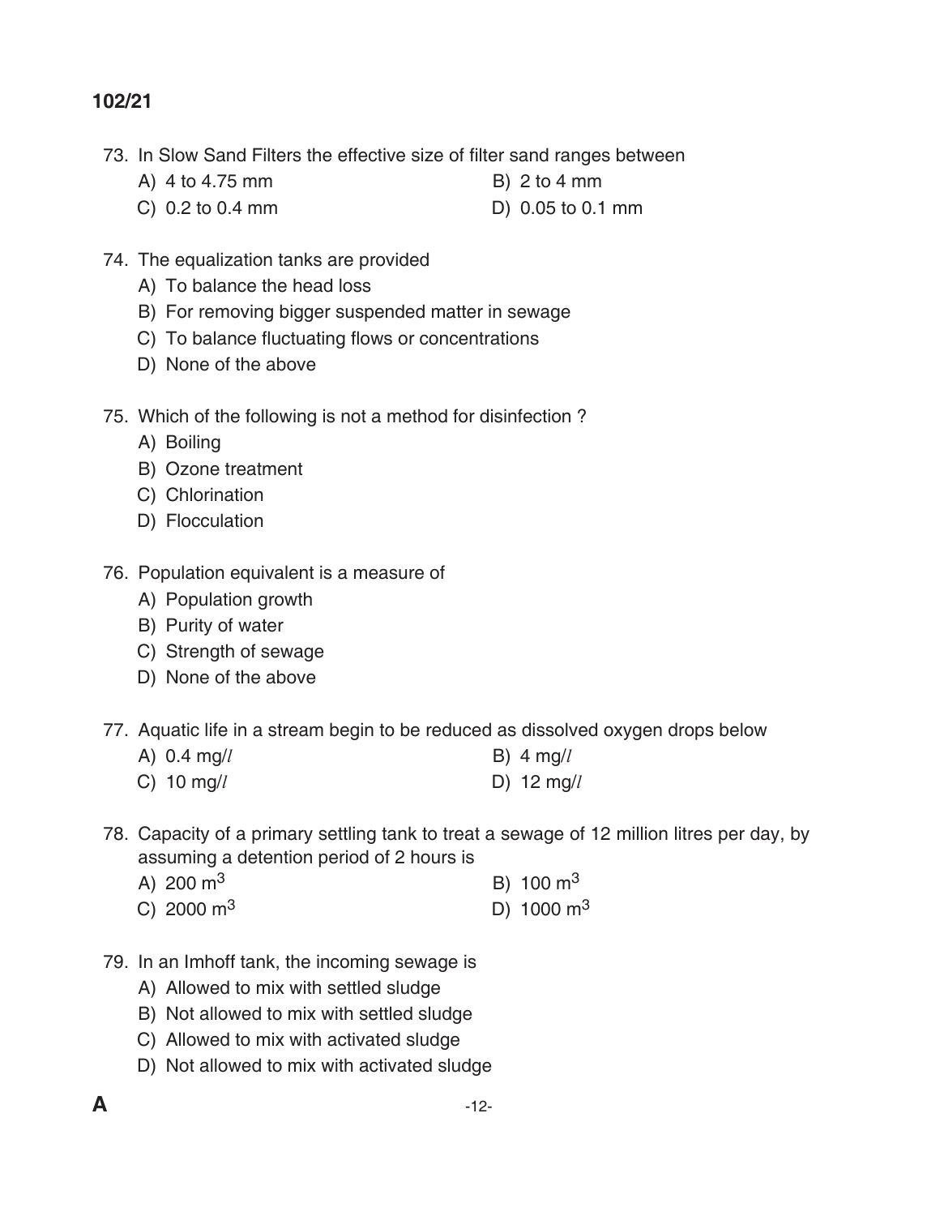73. In Slow Sand Filters the effective size of filter sand ranges between

    A) 4 to 4.75 mm
    B) 2 to 4 mm
    C) 0.2 to 0.4 mm
    D) 0.05 to 0.1 mm

74. The equalization tanks are provided

    A) To balance the head loss
    B) For removing bigger suspended matter in sewage
    C) To balance fluctuating flows or concentrations
    D) None of the above

75. Which of the following is not a method for disinfection ?

    A) Boiling
    B) Ozone treatment
    C) Chlorination
    D) Flocculation

76. Population equivalent is a measure of

    A) Population growth
    B) Purity of water
    C) Strength of sewage
    D) None of the above

77. Aquatic life in a stream begin to be reduced as dissolved oxygen drops below

    A) 0.4 mg/$l$
    B) 4 mg/$l$
    C) 10 mg/$l$
    D) 12 mg/$l$

78. Capacity of a primary settling tank to treat a sewage of 12 million litres per day, by assuming a detention period of 2 hours is

    A) 200 $m^3$
    B) 100 $m^3$
    C) 2000 $m^3$
    D) 1000 $m^3$

79. In an Imhoff tank, the incoming sewage is

    A) Allowed to mix with settled sludge
    B) Not allowed to mix with settled sludge
    C) Allowed to mix with activated sludge
    D) Not allowed to mix with activated sludge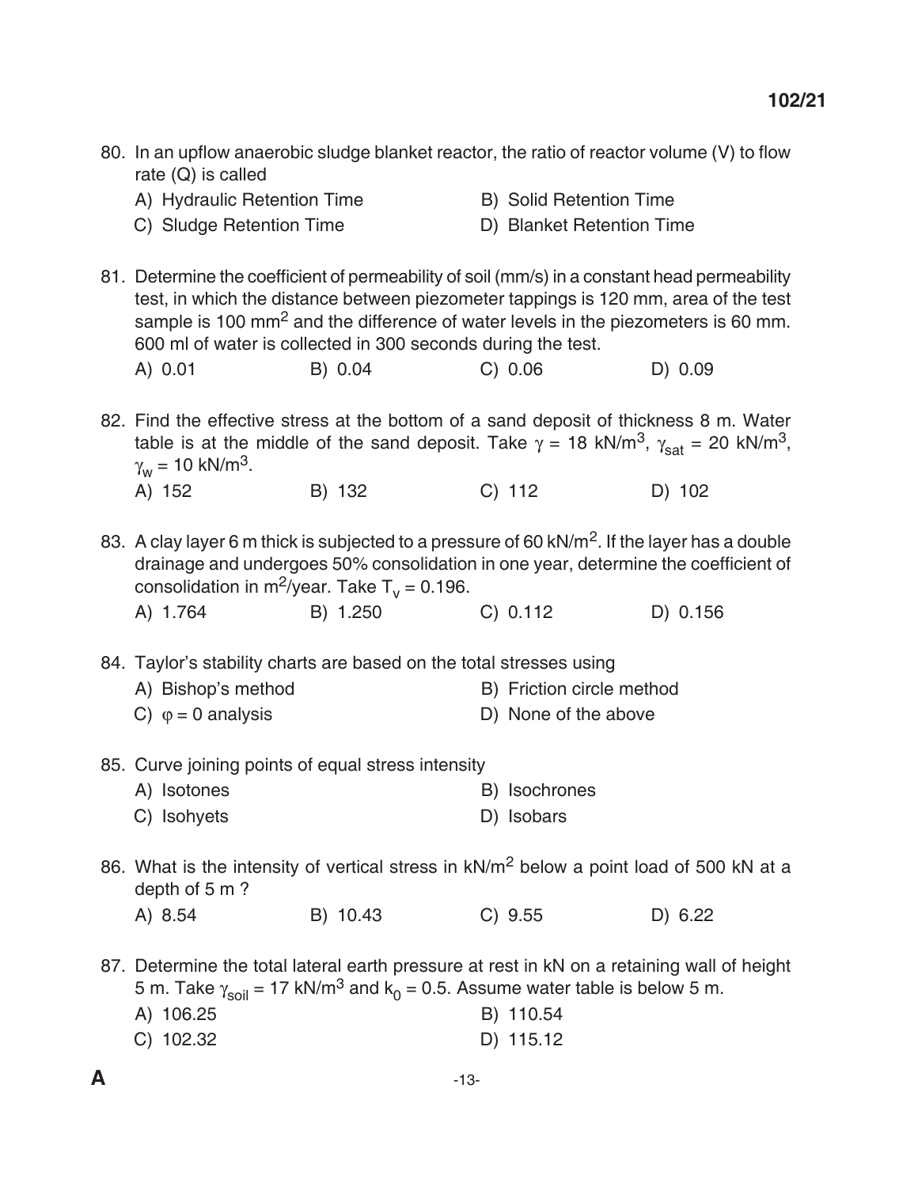80. In an upflow anaerobic sludge blanket reactor, the ratio of reactor volume (V) to flow rate (Q) is called

    A) Hydraulic Retention Time
    B) Solid Retention Time
    C) Sludge Retention Time
    D) Blanket Retention Time

81. Determine the coefficient of permeability of soil (mm/s) in a constant head permeability test, in which the distance between piezometer tappings is 120 mm, area of the test sample is 100 $mm^2$ and the difference of water levels in the piezometers is 60 mm. 600 ml of water is collected in 300 seconds during the test.

    A) 0.01
    B) 0.04
    C) 0.06
    D) 0.09

82. Find the effective stress at the bottom of a sand deposit of thickness 8 m. Water table is at the middle of the sand deposit. Take $\gamma = 18$ $kN/m^3$, $\gamma_{sat} = 20$ $kN/m^3$, $\gamma_w = 10$ $kN/m^3$.

    A) 152
    B) 132
    C) 112
    D) 102

83. A clay layer 6 m thick is subjected to a pressure of 60 $kN/m^2$. If the layer has a double drainage and undergoes 50% consolidation in one year, determine the coefficient of consolidation in $m^2$/year. Take $T_v = 0.196$.

    A) 1.764
    B) 1.250
    C) 0.112
    D) 0.156

84. Taylor's stability charts are based on the total stresses using

    A) Bishop's method
    B) Friction circle method
    C) $\varphi = 0$ analysis
    D) None of the above

85. Curve joining points of equal stress intensity

    A) Isotones
    B) Isochrones
    C) Isohyets
    D) Isobars

86. What is the intensity of vertical stress in $kN/m^2$ below a point load of 500 kN at a depth of 5 m ?

    A) 8.54
    B) 10.43
    C) 9.55
    D) 6.22

87. Determine the total lateral earth pressure at rest in kN on a retaining wall of height 5 m. Take $\gamma_{soil} = 17$ $kN/m^3$ and $k_0 = 0.5$. Assume water table is below 5 m.

    A) 106.25
    B) 110.54
    C) 102.32
    D) 115.12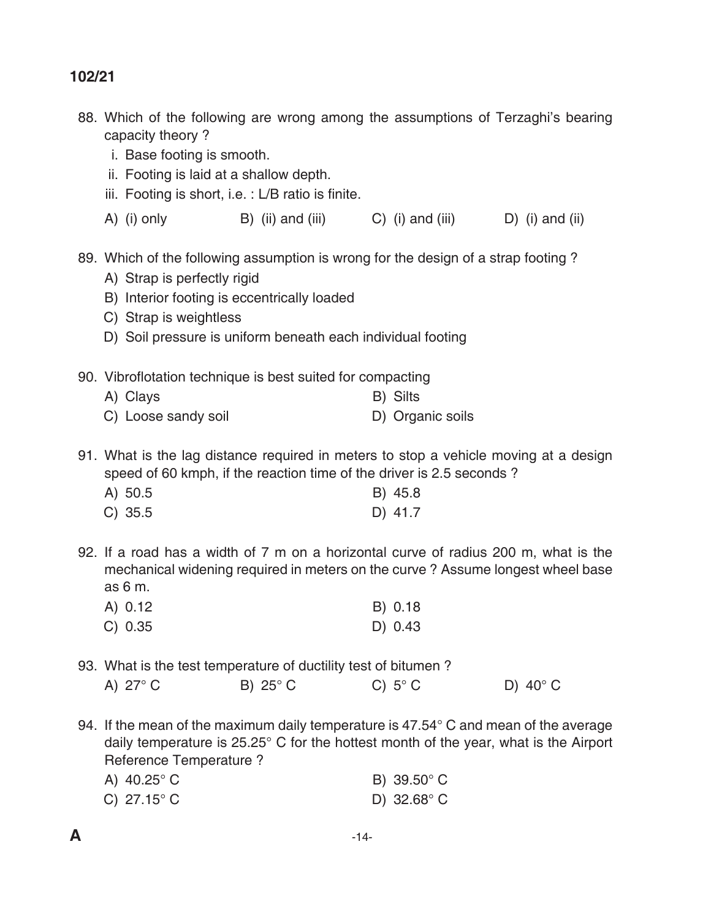88. Which of the following are wrong among the assumptions of Terzaghi's bearing capacity theory ?

   i. Base footing is smooth.
   ii. Footing is laid at a shallow depth.
   iii. Footing is short, i.e. : L/B ratio is finite.

   A) (i) only  B) (ii) and (iii)  C) (i) and (iii)  D) (i) and (ii)

89. Which of the following assumption is wrong for the design of a strap footing ?

   A) Strap is perfectly rigid
   B) Interior footing is eccentrically loaded
   C) Strap is weightless
   D) Soil pressure is uniform beneath each individual footing

90. Vibroflotation technique is best suited for compacting

   A) Clays  B) Silts
   C) Loose sandy soil  D) Organic soils

91. What is the lag distance required in meters to stop a vehicle moving at a design speed of 60 kmph, if the reaction time of the driver is 2.5 seconds ?

   A) 50.5  B) 45.8
   C) 35.5  D) 41.7

92. If a road has a width of 7 m on a horizontal curve of radius 200 m, what is the mechanical widening required in meters on the curve ? Assume longest wheel base as 6 m.

   A) 0.12  B) 0.18
   C) 0.35  D) 0.43

93. What is the test temperature of ductility test of bitumen ?

   A) 27° C  B) 25° C  C) 5° C  D) 40° C

94. If the mean of the maximum daily temperature is 47.54° C and mean of the average daily temperature is 25.25° C for the hottest month of the year, what is the Airport Reference Temperature ?

   A) 40.25° C  B) 39.50° C
   C) 27.15° C  D) 32.68° C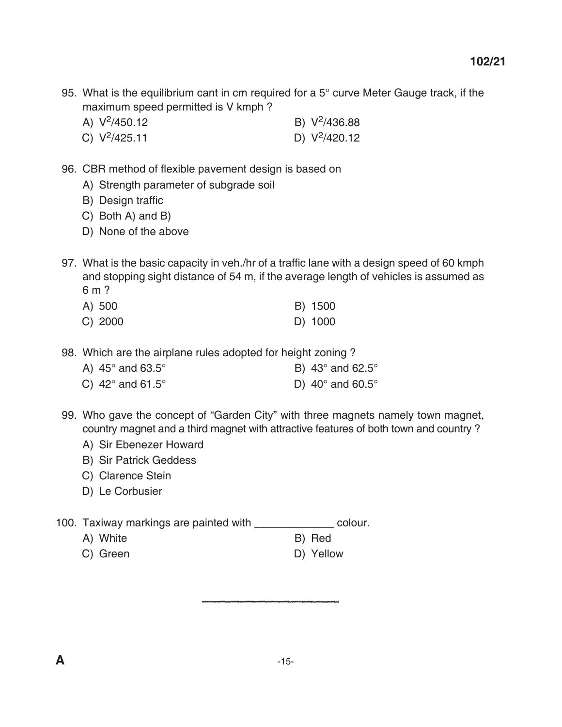95. What is the equilibrium cant in cm required for a 5° curve Meter Gauge track, if the maximum speed permitted is V kmph ?

A) $V^2/450.12$
B) $V^2/436.88$
C) $V^2/425.11$
D) $V^2/420.12$

96. CBR method of flexible pavement design is based on

A) Strength parameter of subgrade soil
B) Design traffic
C) Both A) and B)
D) None of the above

97. What is the basic capacity in veh./hr of a traffic lane with a design speed of 60 kmph and stopping sight distance of 54 m, if the average length of vehicles is assumed as 6 m ?

A) 500
B) 1500
C) 2000
D) 1000

98. Which are the airplane rules adopted for height zoning ?

A) 45° and 63.5°
B) 43° and 62.5°
C) 42° and 61.5°
D) 40° and 60.5°

99. Who gave the concept of "Garden City" with three magnets namely town magnet, country magnet and a third magnet with attractive features of both town and country ?

A) Sir Ebenezer Howard
B) Sir Patrick Geddess
C) Clarence Stein
D) Le Corbusier

100. Taxiway markings are painted with _____________ colour.

A) White
B) Red
C) Green
D) Yellow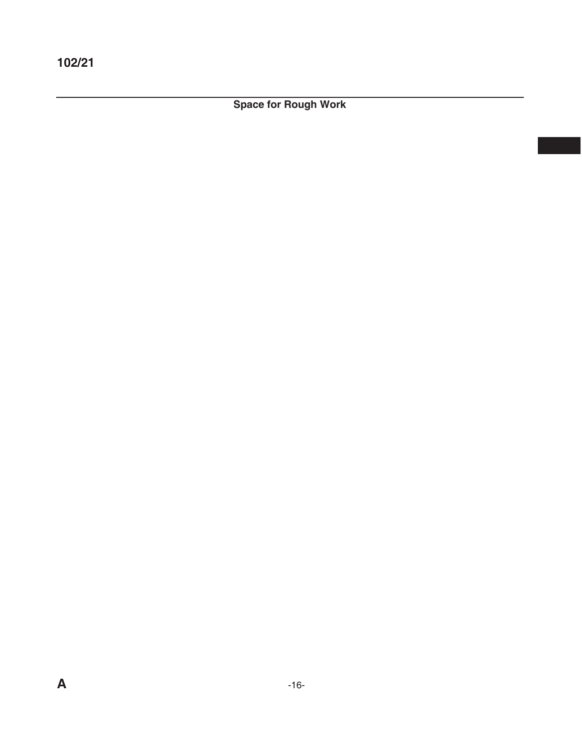**Space for Rough Work**